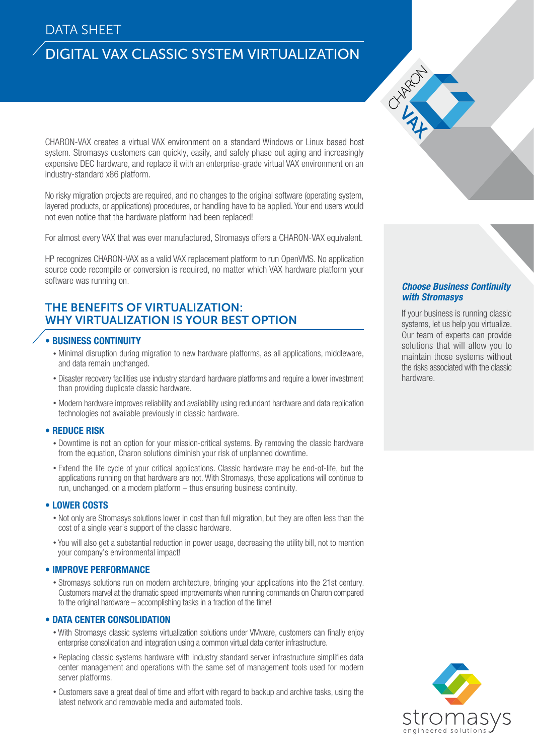DATA SHEET

# DIGITAL VAX CLASSIC SYSTEM VIRTUALIZATION

CHARON-VAX creates a virtual VAX environment on a standard Windows or Linux based host system. Stromasys customers can quickly, easily, and safely phase out aging and increasingly expensive DEC hardware, and replace it with an enterprise-grade virtual VAX environment on an industry-standard x86 platform.

No risky migration projects are required, and no changes to the original software (operating system, layered products, or applications) procedures, or handling have to be applied. Your end users would not even notice that the hardware platform had been replaced!

For almost every VAX that was ever manufactured, Stromasys offers a CHARON-VAX equivalent.

HP recognizes CHARON-VAX as a valid VAX replacement platform to run OpenVMS. No application source code recompile or conversion is required, no matter which VAX hardware platform your software was running on.

## THE BENEFITS OF VIRTUALIZATION: WHY VIRTUALIZATION IS YOUR BEST OPTION

### • BUSINESS CONTINUITY

- Minimal disruption during migration to new hardware platforms, as all applications, middleware, and data remain unchanged.
- Disaster recovery facilities use industry standard hardware platforms and require a lower investment than providing duplicate classic hardware.
- Modern hardware improves reliability and availability using redundant hardware and data replication technologies not available previously in classic hardware.

### • REDUCE RISK

- Downtime is not an option for your mission-critical systems. By removing the classic hardware from the equation, Charon solutions diminish your risk of unplanned downtime.
- Extend the life cycle of your critical applications. Classic hardware may be end-of-life, but the applications running on that hardware are not. With Stromasys, those applications will continue to run, unchanged, on a modern platform – thus ensuring business continuity.

### • LOWER COSTS

- Not only are Stromasys solutions lower in cost than full migration, but they are often less than the cost of a single year's support of the classic hardware.
- You will also get a substantial reduction in power usage, decreasing the utility bill, not to mention your company's environmental impact!

### • IMPROVE PERFORMANCE

- Stromasys solutions run on modern architecture, bringing your applications into the 21st century. Customers marvel at the dramatic speed improvements when running commands on Charon compared to the original hardware – accomplishing tasks in a fraction of the time!

### • DATA CENTER CONSOLIDATION

- With Stromasys classic systems virtualization solutions under VMware, customers can finally enjoy enterprise consolidation and integration using a common virtual data center infrastructure.
- Replacing classic systems hardware with industry standard server infrastructure simplifies data center management and operations with the same set of management tools used for modern server platforms.
- Customers save a great deal of time and effort with regard to backup and archive tasks, using the latest network and removable media and automated tools.

***Choose Business Continuity with Stromasys***

If your business is running classic systems, let us help you virtualize. Our team of experts can provide solutions that will allow you to maintain those systems without the risks associated with the classic hardware.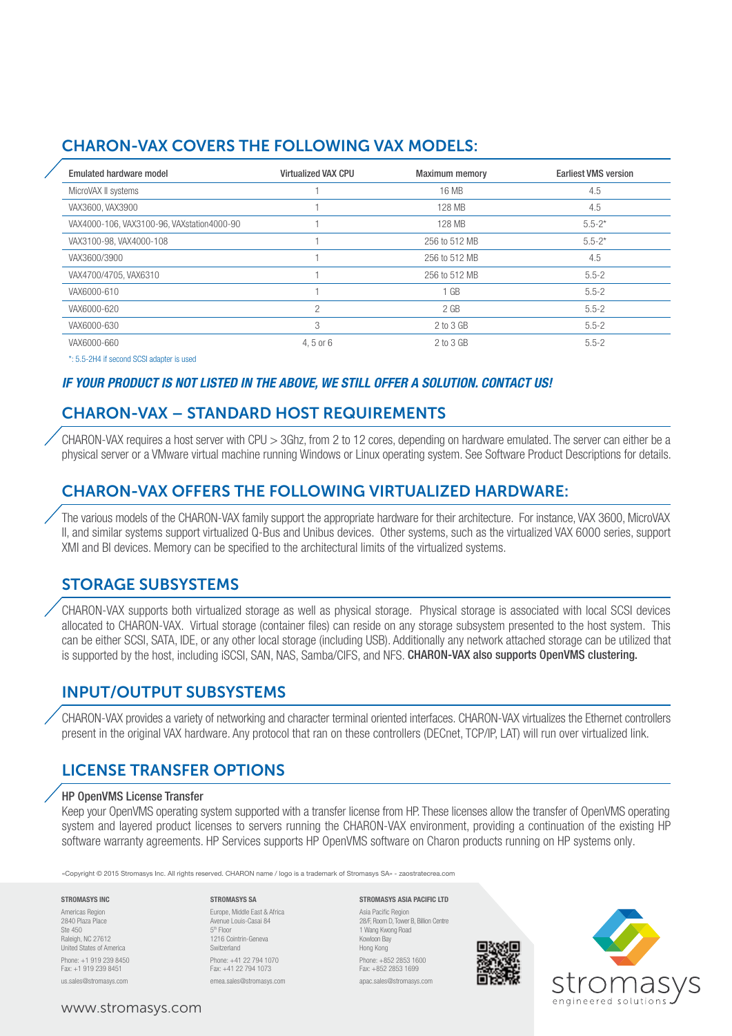## CHARON-VAX COVERS THE FOLLOWING VAX MODELS:

| Emulated hardware model | Virtualized VAX CPU | Maximum memory | Earliest VMS version |
|---|---|---|---|
| MicroVAX II systems | 1 | 16 MB | 4.5 |
| VAX3600, VAX3900 | 1 | 128 MB | 4.5 |
| VAX4000-106, VAX3100-96, VAXstation4000-90 | 1 | 128 MB | 5.5-2* |
| VAX3100-98, VAX4000-108 | 1 | 256 to 512 MB | 5.5-2* |
| VAX3600/3900 | 1 | 256 to 512 MB | 4.5 |
| VAX4700/4705, VAX6310 | 1 | 256 to 512 MB | 5.5-2 |
| VAX6000-610 | 1 | 1 GB | 5.5-2 |
| VAX6000-620 | 2 | 2 GB | 5.5-2 |
| VAX6000-630 | 3 | 2 to 3 GB | 5.5-2 |
| VAX6000-660 | 4, 5 or 6 | 2 to 3 GB | 5.5-2 |

*: 5.5-2H4 if second SCSI adapter is used

***IF YOUR PRODUCT IS NOT LISTED IN THE ABOVE, WE STILL OFFER A SOLUTION. CONTACT US!***

## CHARON-VAX – STANDARD HOST REQUIREMENTS

CHARON-VAX requires a host server with CPU > 3Ghz, from 2 to 12 cores, depending on hardware emulated. The server can either be a physical server or a VMware virtual machine running Windows or Linux operating system. See Software Product Descriptions for details.

## CHARON-VAX OFFERS THE FOLLOWING VIRTUALIZED HARDWARE:

The various models of the CHARON-VAX family support the appropriate hardware for their architecture. For instance, VAX 3600, MicroVAX II, and similar systems support virtualized Q-Bus and Unibus devices. Other systems, such as the virtualized VAX 6000 series, support XMI and BI devices. Memory can be specified to the architectural limits of the virtualized systems.

## STORAGE SUBSYSTEMS

CHARON-VAX supports both virtualized storage as well as physical storage. Physical storage is associated with local SCSI devices allocated to CHARON-VAX. Virtual storage (container files) can reside on any storage subsystem presented to the host system. This can be either SCSI, SATA, IDE, or any other local storage (including USB). Additionally any network attached storage can be utilized that is supported by the host, including iSCSI, SAN, NAS, Samba/CIFS, and NFS. **CHARON-VAX also supports OpenVMS clustering.**

## INPUT/OUTPUT SUBSYSTEMS

CHARON-VAX provides a variety of networking and character terminal oriented interfaces. CHARON-VAX virtualizes the Ethernet controllers present in the original VAX hardware. Any protocol that ran on these controllers (DECnet, TCP/IP, LAT) will run over virtualized link.

## LICENSE TRANSFER OPTIONS

**HP OpenVMS License Transfer**

Keep your OpenVMS operating system supported with a transfer license from HP. These licenses allow the transfer of OpenVMS operating system and layered product licenses to servers running the CHARON-VAX environment, providing a continuation of the existing HP software warranty agreements. HP Services supports HP OpenVMS software on Charon products running on HP systems only.

«Copyright © 2015 Stromasys Inc. All rights reserved. CHARON name / logo is a trademark of Stromasys SA» - zaostratecrea.com

**STROMASYS INC**
Americas Region
2840 Plaza Place
Ste 450
Raleigh, NC 27612
United States of America
Phone: +1 919 239 8450
Fax: +1 919 239 8451
us.sales@stromasys.com

**STROMASYS SA**
Europe, Middle East & Africa
Avenue Louis-Casaï 84
5th Floor
1216 Cointrin-Geneva
Switzerland
Phone: +41 22 794 1070
Fax: +41 22 794 1073
emea.sales@stromasys.com

**STROMASYS ASIA PACIFIC LTD**
Asia Pacific Region
28/F, Room D, Tower B, Billion Centre
1 Wang Kwong Road
Kowloon Bay
Hong Kong
Phone: +852 2853 1600
Fax: +852 2853 1699
apac.sales@stromasys.com

stromasys
engineered solutions

www.stromasys.com